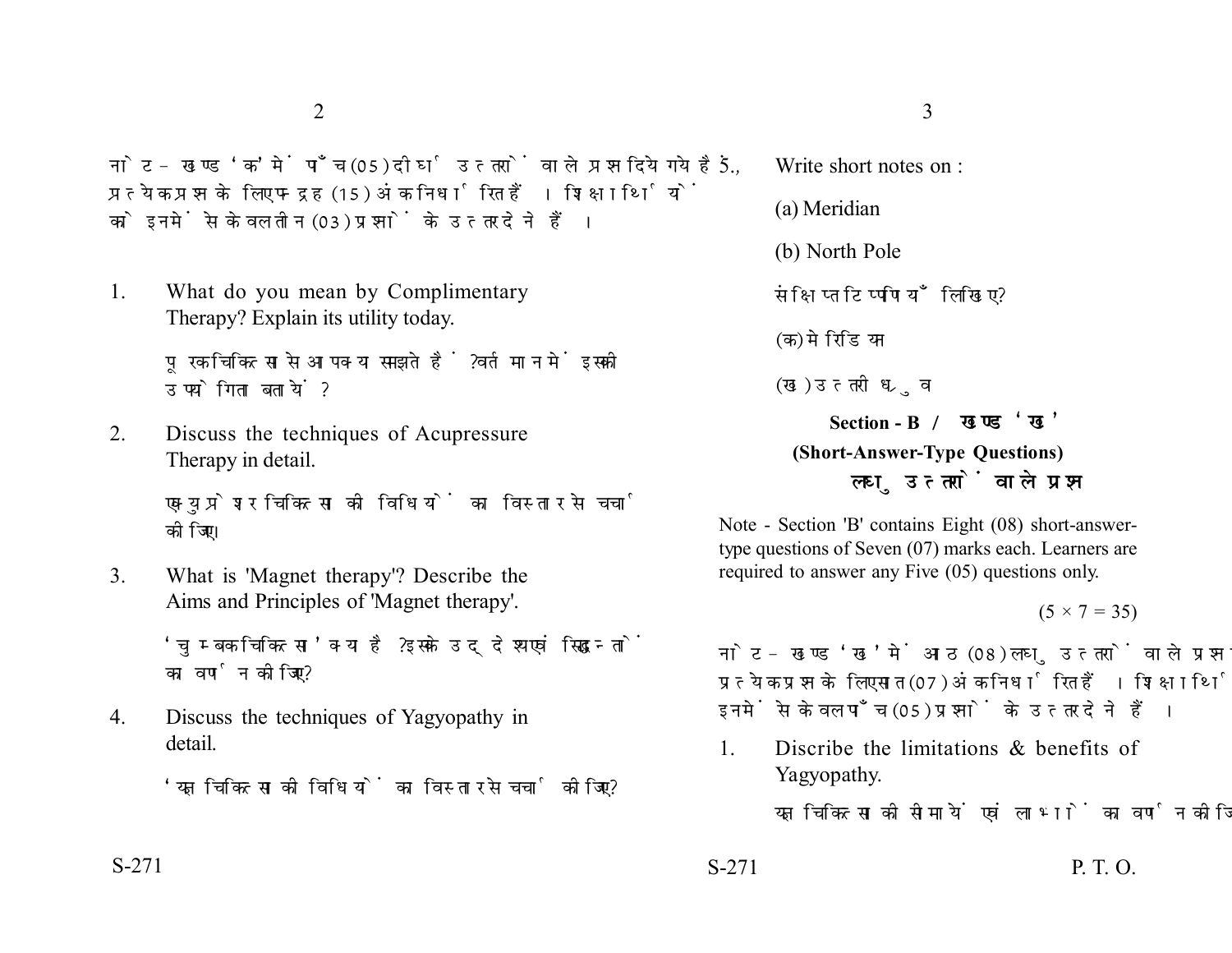नोट - खण्ड 'क' में पाँच (05) दीर्घ उत्तरों वाले प्रश्न दिये गये हैं, प्रत्येक प्रश्न के लिए पन्द्रह (15) अंक निर्धारित हैं। शिक्षार्थियों को इनमें से केवल तीन (03) प्रश्नों के उत्तर देने हैं।

1. What do you mean by Complimentary Therapy? Explain its utility today.

   पूरक चिकित्सा से आप क्या समझते हैं? वर्तमान में इसकी उपयोगिता बतायें?

2. Discuss the techniques of Acupressure Therapy in detail.

   एक्युप्रेशर चिकित्सा की विधियों का विस्तार से चर्चा कीजिए।

3. What is 'Magnet therapy'? Describe the Aims and Principles of 'Magnet therapy'.

   'चुम्बक चिकित्सा' क्या है? इसके उद्देश्य एवं सिद्धान्तों का वर्णन कीजिए?

4. Discuss the techniques of Yagyopathy in detail.

   'यज्ञ चिकित्सा की विधियों का विस्तार से चर्चा कीजिए?

5. Write short notes on :

   (a) Meridian

   (b) North Pole

   संक्षिप्त टिप्पणियाँ लिखिए?

   (क) मेरिडियन

   (ख) उत्तरी ध्रुव

## Section - B / खण्ड 'ख'

### (Short-Answer-Type Questions)

### लघु उत्तरों वाले प्रश्न

Note - Section 'B' contains Eight (08) short-answer-type questions of Seven (07) marks each. Learners are required to answer any Five (05) questions only.

(5 × 7 = 35)

नोट - खण्ड 'ख' में आठ (08) लघु उत्तरों वाले प्रश्न दिये गये हैं, प्रत्येक प्रश्न के लिए सात (07) अंक निर्धारित हैं। शिक्षार्थियों को इनमें से केवल पाँच (05) प्रश्नों के उत्तर देने हैं।

1. Discribe the limitations & benefits of Yagyopathy.

   यज्ञ चिकित्सा की सीमायें एवं लाभों का वर्णन कीजिए।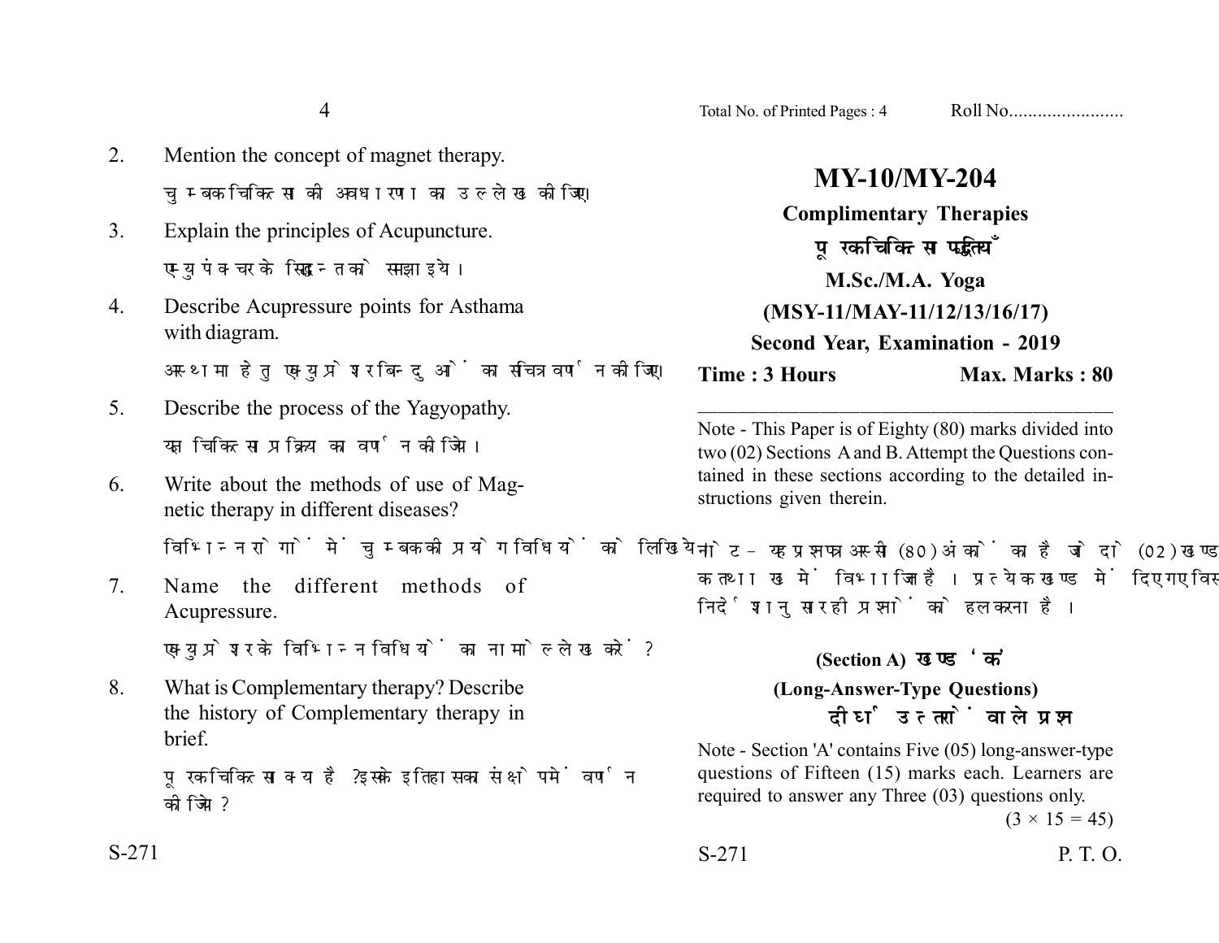2. Mention the concept of magnet therapy.

   चुम्बक चिकित्सा की अवधारणा का उल्लेख कीजिए।

3. Explain the principles of Acupuncture.

   एक्युपंक्चर के सिद्धान्त को समझाइये।

4. Describe Acupressure points for Asthama with diagram.

   अस्थमा हेतु एक्युप्रेशर बिन्दुओं का सचित्र वर्णन कीजिए।

5. Describe the process of the Yagyopathy.

   यज्ञ चिकित्सा प्रक्रिया का वर्णन कीजिये।

6. Write about the methods of use of Magnetic therapy in different diseases?

   विभिन्न रोगों में चुम्बक की प्रयोग विधियों को लिखिये।

7. Name the different methods of Acupressure.

   एक्युप्रेशर के विभिन्न विधियों का नामोल्लेख करें?

8. What is Complementary therapy? Describe the history of Complementary therapy in brief.

   पूरक चिकित्सा क्या है? इसके इतिहास का संक्षेप में वर्णन कीजिये?

# MY-10/MY-204

**Complimentary Therapies**

**पूरक चिकित्सा पद्धतियाँ**

**M.Sc./M.A. Yoga**

**(MSY-11/MAY-11/12/13/16/17)**

**Second Year, Examination - 2019**

**Time : 3 Hours** **Max. Marks : 80**

Note - This Paper is of Eighty (80) marks divided into two (02) Sections A and B. Attempt the Questions contained in these sections according to the detailed instructions given therein.

नोट - यह प्रश्नपत्र अस्सी (80) अंकों का है जो दो (02) खण्डों क तथा ख में विभाजित है। प्रत्येक खण्ड में दिए गए विस्तृत निर्देशानुसार ही प्रश्नों को हल करना है।

## (Section A) खण्ड 'क'

## (Long-Answer-Type Questions)

## दीर्घ उत्तरों वाले प्रश्न

Note - Section 'A' contains Five (05) long-answer-type questions of Fifteen (15) marks each. Learners are required to answer any Three (03) questions only.

$(3 \times 15 = 45)$